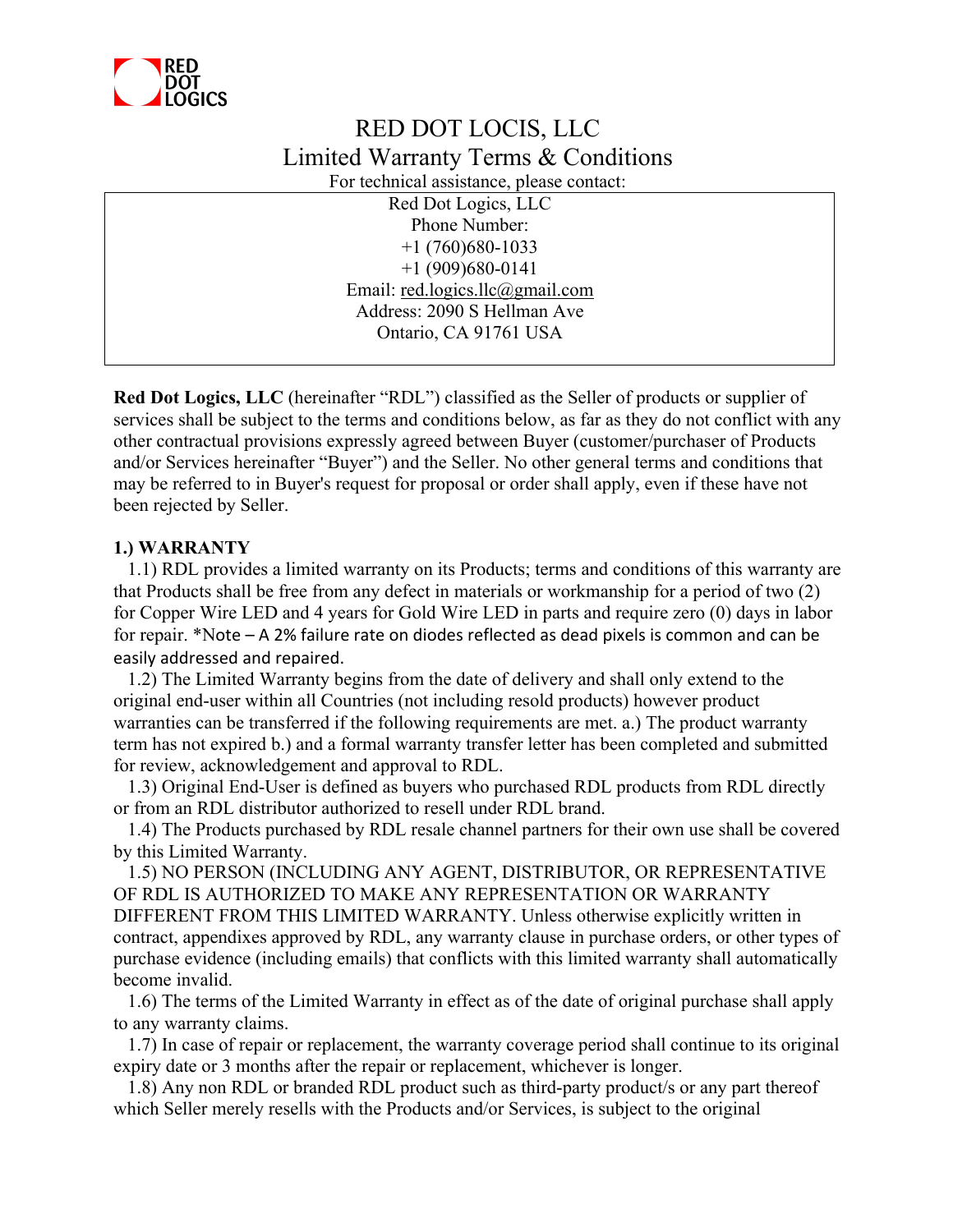RED DOT LOGICS

# RED DOT LOCIS, LLC

## Limited Warranty Terms & Conditions

For technical assistance, please contact:

Red Dot Logics, LLC
Phone Number:
+1 (760)680-1033
+1 (909)680-0141
Email: red.logics.llc@gmail.com
Address: 2090 S Hellman Ave
Ontario, CA 91761 USA

**Red Dot Logics, LLC** (hereinafter "RDL") classified as the Seller of products or supplier of services shall be subject to the terms and conditions below, as far as they do not conflict with any other contractual provisions expressly agreed between Buyer (customer/purchaser of Products and/or Services hereinafter "Buyer") and the Seller. No other general terms and conditions that may be referred to in Buyer's request for proposal or order shall apply, even if these have not been rejected by Seller.

**1.) WARRANTY**

1.1) RDL provides a limited warranty on its Products; terms and conditions of this warranty are that Products shall be free from any defect in materials or workmanship for a period of two (2) for Copper Wire LED and 4 years for Gold Wire LED in parts and require zero (0) days in labor for repair. *Note – A 2% failure rate on diodes reflected as dead pixels is common and can be easily addressed and repaired.

1.2) The Limited Warranty begins from the date of delivery and shall only extend to the original end-user within all Countries (not including resold products) however product warranties can be transferred if the following requirements are met. a.) The product warranty term has not expired b.) and a formal warranty transfer letter has been completed and submitted for review, acknowledgement and approval to RDL.

1.3) Original End-User is defined as buyers who purchased RDL products from RDL directly or from an RDL distributor authorized to resell under RDL brand.

1.4) The Products purchased by RDL resale channel partners for their own use shall be covered by this Limited Warranty.

1.5) NO PERSON (INCLUDING ANY AGENT, DISTRIBUTOR, OR REPRESENTATIVE OF RDL IS AUTHORIZED TO MAKE ANY REPRESENTATION OR WARRANTY DIFFERENT FROM THIS LIMITED WARRANTY. Unless otherwise explicitly written in contract, appendixes approved by RDL, any warranty clause in purchase orders, or other types of purchase evidence (including emails) that conflicts with this limited warranty shall automatically become invalid.

1.6) The terms of the Limited Warranty in effect as of the date of original purchase shall apply to any warranty claims.

1.7) In case of repair or replacement, the warranty coverage period shall continue to its original expiry date or 3 months after the repair or replacement, whichever is longer.

1.8) Any non RDL or branded RDL product such as third-party product/s or any part thereof which Seller merely resells with the Products and/or Services, is subject to the original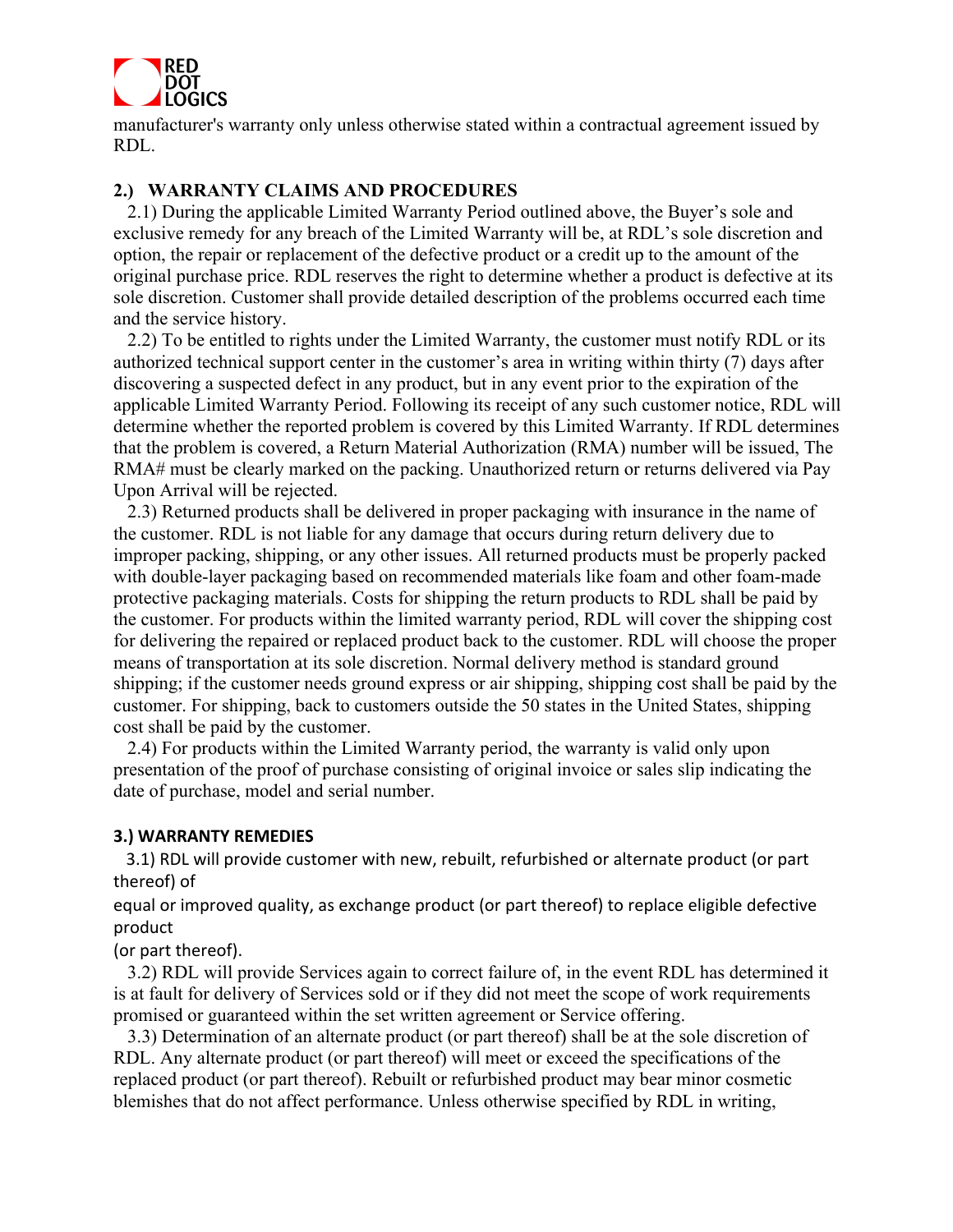manufacturer's warranty only unless otherwise stated within a contractual agreement issued by RDL.

## 2.) WARRANTY CLAIMS AND PROCEDURES

2.1) During the applicable Limited Warranty Period outlined above, the Buyer's sole and exclusive remedy for any breach of the Limited Warranty will be, at RDL's sole discretion and option, the repair or replacement of the defective product or a credit up to the amount of the original purchase price. RDL reserves the right to determine whether a product is defective at its sole discretion. Customer shall provide detailed description of the problems occurred each time and the service history.

2.2) To be entitled to rights under the Limited Warranty, the customer must notify RDL or its authorized technical support center in the customer's area in writing within thirty (7) days after discovering a suspected defect in any product, but in any event prior to the expiration of the applicable Limited Warranty Period. Following its receipt of any such customer notice, RDL will determine whether the reported problem is covered by this Limited Warranty. If RDL determines that the problem is covered, a Return Material Authorization (RMA) number will be issued, The RMA# must be clearly marked on the packing. Unauthorized return or returns delivered via Pay Upon Arrival will be rejected.

2.3) Returned products shall be delivered in proper packaging with insurance in the name of the customer. RDL is not liable for any damage that occurs during return delivery due to improper packing, shipping, or any other issues. All returned products must be properly packed with double-layer packaging based on recommended materials like foam and other foam-made protective packaging materials. Costs for shipping the return products to RDL shall be paid by the customer. For products within the limited warranty period, RDL will cover the shipping cost for delivering the repaired or replaced product back to the customer. RDL will choose the proper means of transportation at its sole discretion. Normal delivery method is standard ground shipping; if the customer needs ground express or air shipping, shipping cost shall be paid by the customer. For shipping, back to customers outside the 50 states in the United States, shipping cost shall be paid by the customer.

2.4) For products within the Limited Warranty period, the warranty is valid only upon presentation of the proof of purchase consisting of original invoice or sales slip indicating the date of purchase, model and serial number.

## 3.) WARRANTY REMEDIES

3.1) RDL will provide customer with new, rebuilt, refurbished or alternate product (or part thereof) of equal or improved quality, as exchange product (or part thereof) to replace eligible defective product (or part thereof).

3.2) RDL will provide Services again to correct failure of, in the event RDL has determined it is at fault for delivery of Services sold or if they did not meet the scope of work requirements promised or guaranteed within the set written agreement or Service offering.

3.3) Determination of an alternate product (or part thereof) shall be at the sole discretion of RDL. Any alternate product (or part thereof) will meet or exceed the specifications of the replaced product (or part thereof). Rebuilt or refurbished product may bear minor cosmetic blemishes that do not affect performance. Unless otherwise specified by RDL in writing,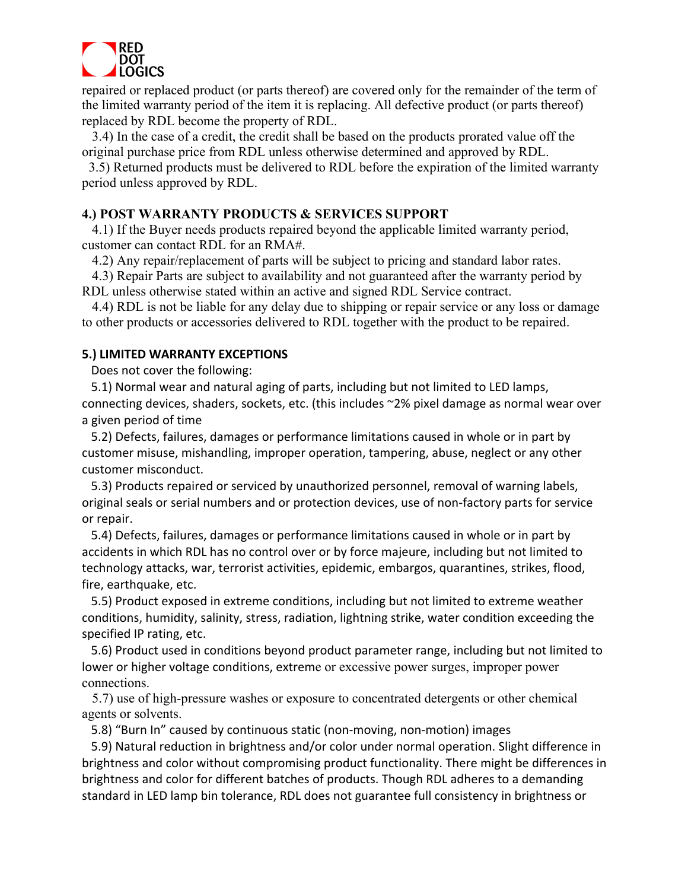repaired or replaced product (or parts thereof) are covered only for the remainder of the term of the limited warranty period of the item it is replacing. All defective product (or parts thereof) replaced by RDL become the property of RDL.

3.4) In the case of a credit, the credit shall be based on the products prorated value off the original purchase price from RDL unless otherwise determined and approved by RDL.

3.5) Returned products must be delivered to RDL before the expiration of the limited warranty period unless approved by RDL.

**4.) POST WARRANTY PRODUCTS & SERVICES SUPPORT**

4.1) If the Buyer needs products repaired beyond the applicable limited warranty period, customer can contact RDL for an RMA#.

4.2) Any repair/replacement of parts will be subject to pricing and standard labor rates.

4.3) Repair Parts are subject to availability and not guaranteed after the warranty period by RDL unless otherwise stated within an active and signed RDL Service contract.

4.4) RDL is not be liable for any delay due to shipping or repair service or any loss or damage to other products or accessories delivered to RDL together with the product to be repaired.

**5.) LIMITED WARRANTY EXCEPTIONS**

Does not cover the following:

5.1) Normal wear and natural aging of parts, including but not limited to LED lamps, connecting devices, shaders, sockets, etc. (this includes ~2% pixel damage as normal wear over a given period of time

5.2) Defects, failures, damages or performance limitations caused in whole or in part by customer misuse, mishandling, improper operation, tampering, abuse, neglect or any other customer misconduct.

5.3) Products repaired or serviced by unauthorized personnel, removal of warning labels, original seals or serial numbers and or protection devices, use of non-factory parts for service or repair.

5.4) Defects, failures, damages or performance limitations caused in whole or in part by accidents in which RDL has no control over or by force majeure, including but not limited to technology attacks, war, terrorist activities, epidemic, embargos, quarantines, strikes, flood, fire, earthquake, etc.

5.5) Product exposed in extreme conditions, including but not limited to extreme weather conditions, humidity, salinity, stress, radiation, lightning strike, water condition exceeding the specified IP rating, etc.

5.6) Product used in conditions beyond product parameter range, including but not limited to lower or higher voltage conditions, extreme or excessive power surges, improper power connections.

5.7) use of high-pressure washes or exposure to concentrated detergents or other chemical agents or solvents.

5.8) "Burn In" caused by continuous static (non-moving, non-motion) images

5.9) Natural reduction in brightness and/or color under normal operation. Slight difference in brightness and color without compromising product functionality. There might be differences in brightness and color for different batches of products. Though RDL adheres to a demanding standard in LED lamp bin tolerance, RDL does not guarantee full consistency in brightness or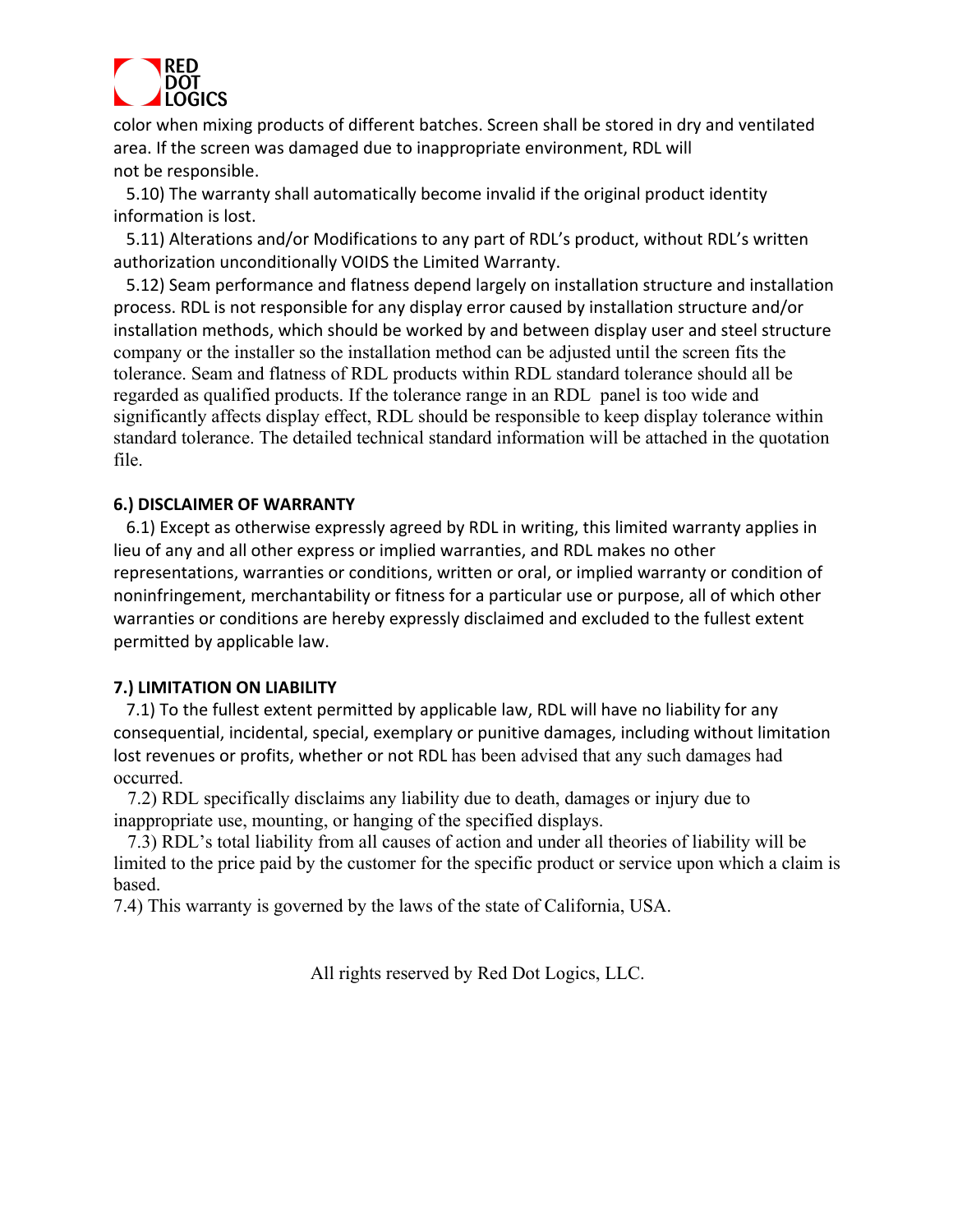color when mixing products of different batches. Screen shall be stored in dry and ventilated area. If the screen was damaged due to inappropriate environment, RDL will not be responsible.

5.10) The warranty shall automatically become invalid if the original product identity information is lost.

5.11) Alterations and/or Modifications to any part of RDL's product, without RDL's written authorization unconditionally VOIDS the Limited Warranty.

5.12) Seam performance and flatness depend largely on installation structure and installation process. RDL is not responsible for any display error caused by installation structure and/or installation methods, which should be worked by and between display user and steel structure company or the installer so the installation method can be adjusted until the screen fits the tolerance. Seam and flatness of RDL products within RDL standard tolerance should all be regarded as qualified products. If the tolerance range in an RDL panel is too wide and significantly affects display effect, RDL should be responsible to keep display tolerance within standard tolerance. The detailed technical standard information will be attached in the quotation file.

**6.) DISCLAIMER OF WARRANTY**

6.1) Except as otherwise expressly agreed by RDL in writing, this limited warranty applies in lieu of any and all other express or implied warranties, and RDL makes no other representations, warranties or conditions, written or oral, or implied warranty or condition of noninfringement, merchantability or fitness for a particular use or purpose, all of which other warranties or conditions are hereby expressly disclaimed and excluded to the fullest extent permitted by applicable law.

**7.) LIMITATION ON LIABILITY**

7.1) To the fullest extent permitted by applicable law, RDL will have no liability for any consequential, incidental, special, exemplary or punitive damages, including without limitation lost revenues or profits, whether or not RDL has been advised that any such damages had occurred.

7.2) RDL specifically disclaims any liability due to death, damages or injury due to inappropriate use, mounting, or hanging of the specified displays.

7.3) RDL's total liability from all causes of action and under all theories of liability will be limited to the price paid by the customer for the specific product or service upon which a claim is based.

7.4) This warranty is governed by the laws of the state of California, USA.

All rights reserved by Red Dot Logics, LLC.